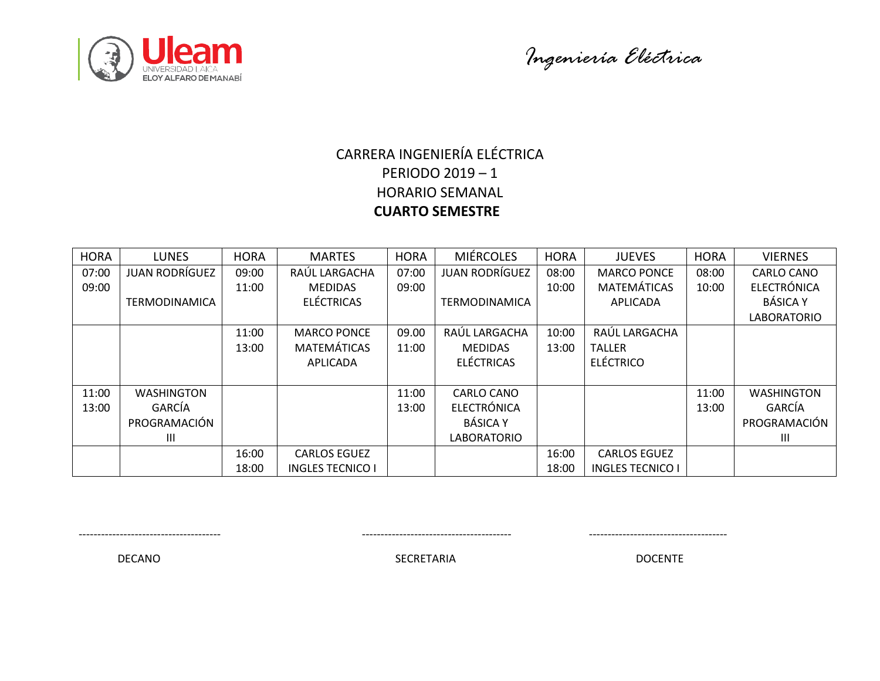Ingeniería Eléctrica

CARRERA INGENIERÍA ELÉCTRICA

PERIODO 2019 – 1

HORARIO SEMANAL

**CUARTO SEMESTRE**

| HORA | LUNES | HORA | MARTES | HORA | MIÉRCOLES | HORA | JUEVES | HORA | VIERNES |
|---|---|---|---|---|---|---|---|---|---|
| 07:00 09:00 | JUAN RODRÍGUEZ TERMODINAMICA | 09:00 11:00 | RAÚL LARGACHA MEDIDAS ELÉCTRICAS | 07:00 09:00 | JUAN RODRÍGUEZ TERMODINAMICA | 08:00 10:00 | MARCO PONCE MATEMÁTICAS APLICADA | 08:00 10:00 | CARLO CANO ELECTRÓNICA BÁSICA Y LABORATORIO |
| | | 11:00 13:00 | MARCO PONCE MATEMÁTICAS APLICADA | 09.00 11:00 | RAÚL LARGACHA MEDIDAS ELÉCTRICAS | 10:00 13:00 | RAÚL LARGACHA TALLER ELÉCTRICO | | |
| 11:00 13:00 | WASHINGTON GARCÍA PROGRAMACIÓN III | | | 11:00 13:00 | CARLO CANO ELECTRÓNICA BÁSICA Y LABORATORIO | | | 11:00 13:00 | WASHINGTON GARCÍA PROGRAMACIÓN III |
| | | 16:00 18:00 | CARLOS EGUEZ INGLES TECNICO I | | | 16:00 18:00 | CARLOS EGUEZ INGLES TECNICO I | | |

-------------------------------------- ---------------------------------------- -------------------------------------

DECANO SECRETARIA DOCENTE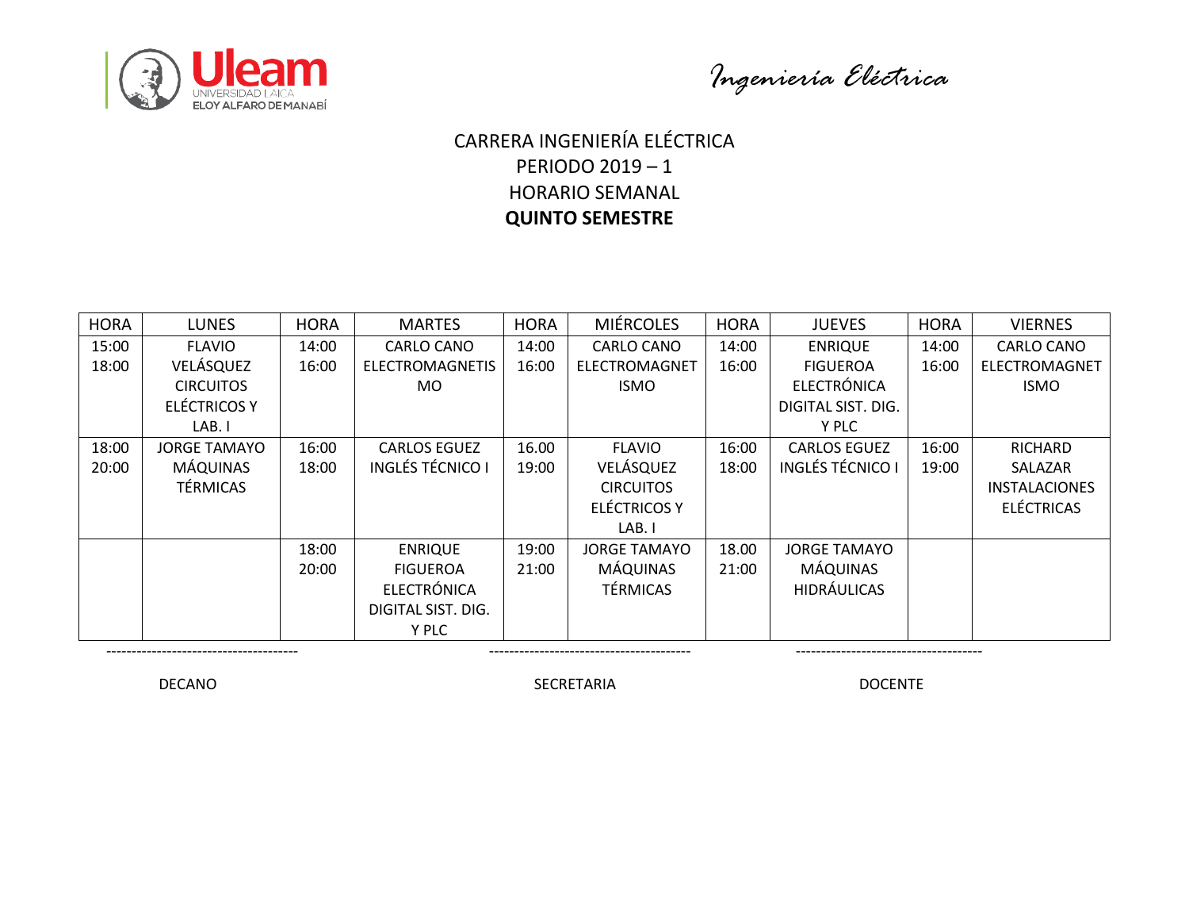Ingeniería Eléctrica

CARRERA INGENIERÍA ELÉCTRICA

PERIODO 2019 – 1

HORARIO SEMANAL

**QUINTO SEMESTRE**

| HORA | LUNES | HORA | MARTES | HORA | MIÉRCOLES | HORA | JUEVES | HORA | VIERNES |
|---|---|---|---|---|---|---|---|---|---|
| 15:00 18:00 | FLAVIO VELÁSQUEZ CIRCUITOS ELÉCTRICOS Y LAB. I | 14:00 16:00 | CARLO CANO ELECTROMAGNETISMO | 14:00 16:00 | CARLO CANO ELECTROMAGNETISMO | 14:00 16:00 | ENRIQUE FIGUEROA ELECTRÓNICA DIGITAL SIST. DIG. Y PLC | 14:00 16:00 | CARLO CANO ELECTROMAGNETISMO |
| 18:00 20:00 | JORGE TAMAYO MÁQUINAS TÉRMICAS | 16:00 18:00 | CARLOS EGUEZ INGLÉS TÉCNICO I | 16.00 19:00 | FLAVIO VELÁSQUEZ CIRCUITOS ELÉCTRICOS Y LAB. I | 16:00 18:00 | CARLOS EGUEZ INGLÉS TÉCNICO I | 16:00 19:00 | RICHARD SALAZAR INSTALACIONES ELÉCTRICAS |
| | | 18:00 20:00 | ENRIQUE FIGUEROA ELECTRÓNICA DIGITAL SIST. DIG. Y PLC | 19:00 21:00 | JORGE TAMAYO MÁQUINAS TÉRMICAS | 18.00 21:00 | JORGE TAMAYO MÁQUINAS HIDRÁULICAS | | |

-------------------------------------- DECANO

---------------------------------------- SECRETARIA

------------------------------------- DOCENTE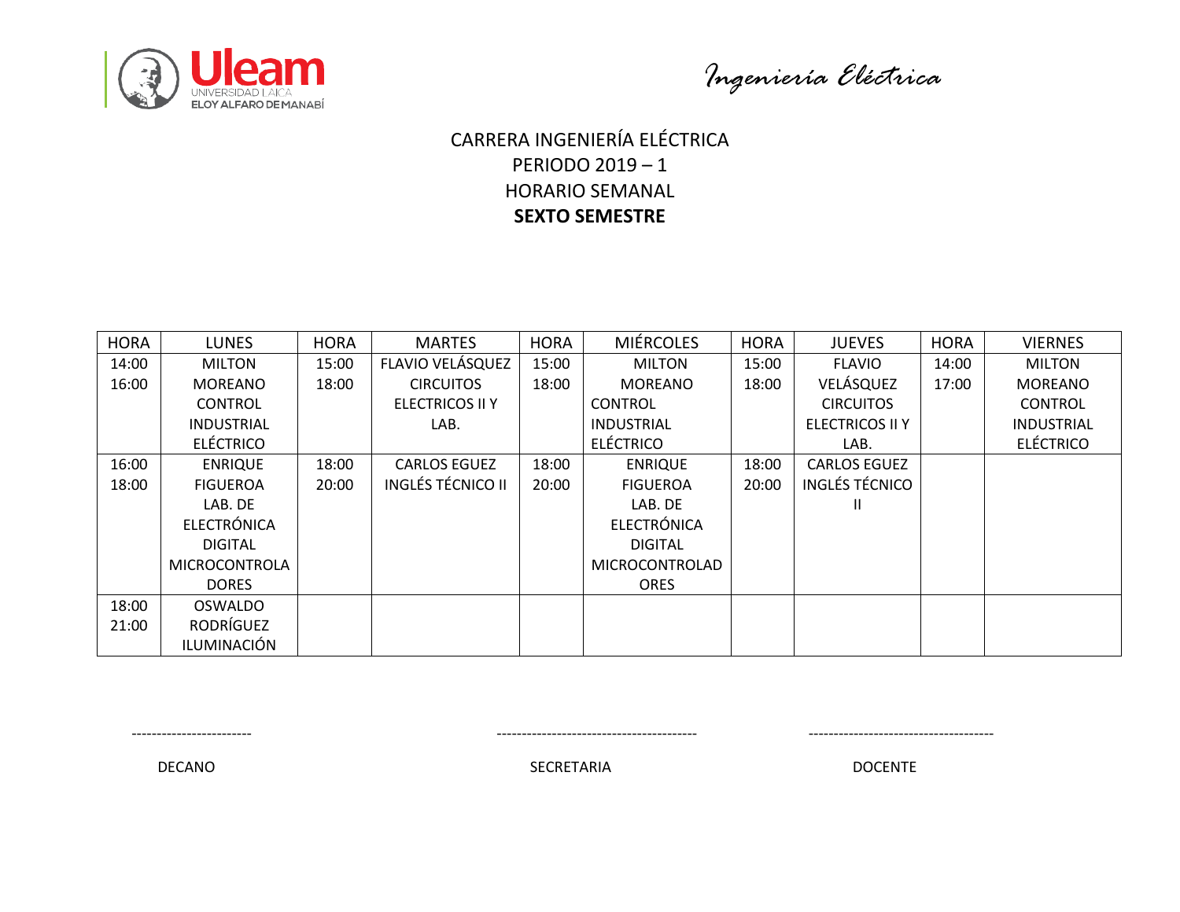Ingeniería Eléctrica

CARRERA INGENIERÍA ELÉCTRICA
PERIODO 2019 – 1
HORARIO SEMANAL
**SEXTO SEMESTRE**

| HORA | LUNES | HORA | MARTES | HORA | MIÉRCOLES | HORA | JUEVES | HORA | VIERNES |
|---|---|---|---|---|---|---|---|---|---|
| 14:00 16:00 | MILTON MOREANO CONTROL INDUSTRIAL ELÉCTRICO | 15:00 18:00 | FLAVIO VELÁSQUEZ CIRCUITOS ELECTRICOS II Y LAB. | 15:00 18:00 | MILTON MOREANO CONTROL INDUSTRIAL ELÉCTRICO | 15:00 18:00 | FLAVIO VELÁSQUEZ CIRCUITOS ELECTRICOS II Y LAB. | 14:00 17:00 | MILTON MOREANO CONTROL INDUSTRIAL ELÉCTRICO |
| 16:00 18:00 | ENRIQUE FIGUEROA LAB. DE ELECTRÓNICA DIGITAL MICROCONTROLADORES | 18:00 20:00 | CARLOS EGUEZ INGLÉS TÉCNICO II | 18:00 20:00 | ENRIQUE FIGUEROA LAB. DE ELECTRÓNICA DIGITAL MICROCONTROLADORES | 18:00 20:00 | CARLOS EGUEZ INGLÉS TÉCNICO II | | |
| 18:00 21:00 | OSWALDO RODRÍGUEZ ILUMINACIÓN | | | | | | | | |

-----------------------
DECANO

---------------------------------------
SECRETARIA

-------------------------------------
DOCENTE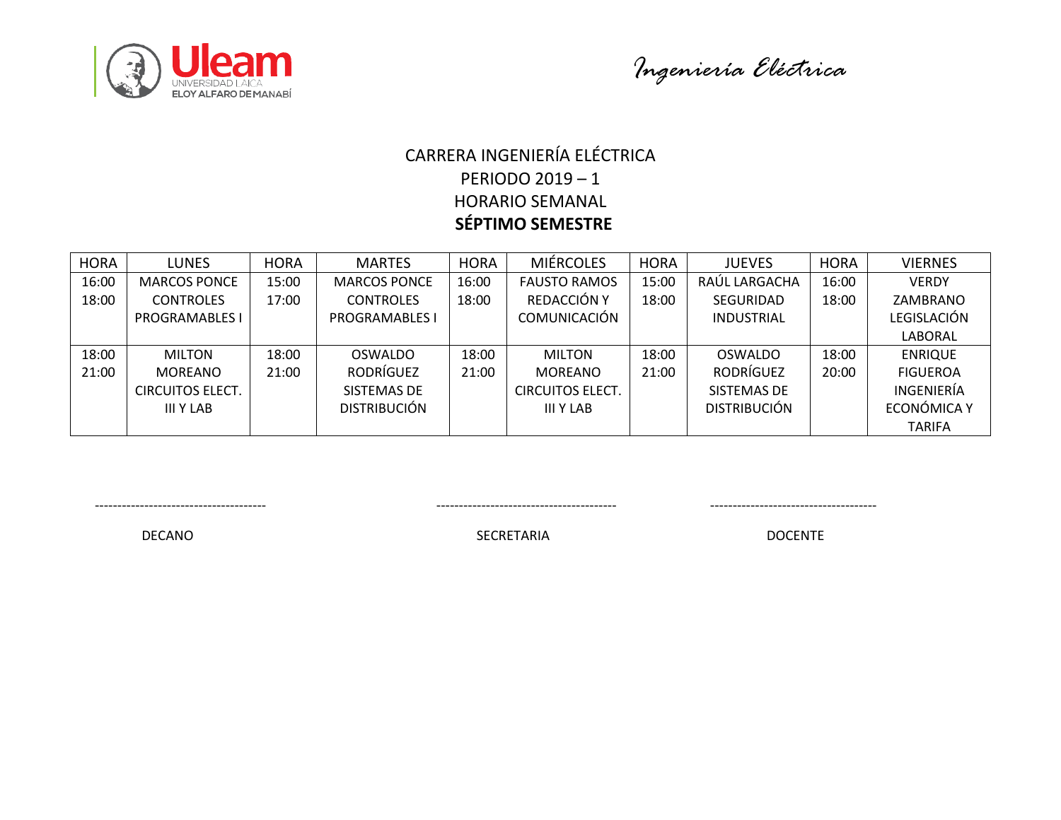Uleam
UNIVERSIDAD LAICA
ELOY ALFARO DE MANABÍ

*Ingeniería Eléctrica*

CARRERA INGENIERÍA ELÉCTRICA
PERIODO 2019 – 1
HORARIO SEMANAL
**SÉPTIMO SEMESTRE**

| HORA | LUNES | HORA | MARTES | HORA | MIÉRCOLES | HORA | JUEVES | HORA | VIERNES |
|---|---|---|---|---|---|---|---|---|---|
| 16:00 18:00 | MARCOS PONCE CONTROLES PROGRAMABLES I | 15:00 17:00 | MARCOS PONCE CONTROLES PROGRAMABLES I | 16:00 18:00 | FAUSTO RAMOS REDACCIÓN Y COMUNICACIÓN | 15:00 18:00 | RAÚL LARGACHA SEGURIDAD INDUSTRIAL | 16:00 18:00 | VERDY ZAMBRANO LEGISLACIÓN LABORAL |
| 18:00 21:00 | MILTON MOREANO CIRCUITOS ELECT. III Y LAB | 18:00 21:00 | OSWALDO RODRÍGUEZ SISTEMAS DE DISTRIBUCIÓN | 18:00 21:00 | MILTON MOREANO CIRCUITOS ELECT. III Y LAB | 18:00 21:00 | OSWALDO RODRÍGUEZ SISTEMAS DE DISTRIBUCIÓN | 18:00 20:00 | ENRIQUE FIGUEROA INGENIERÍA ECONÓMICA Y TARIFA |

--------------------------------------- ---------------------------------------- -------------------------------------

DECANO SECRETARIA DOCENTE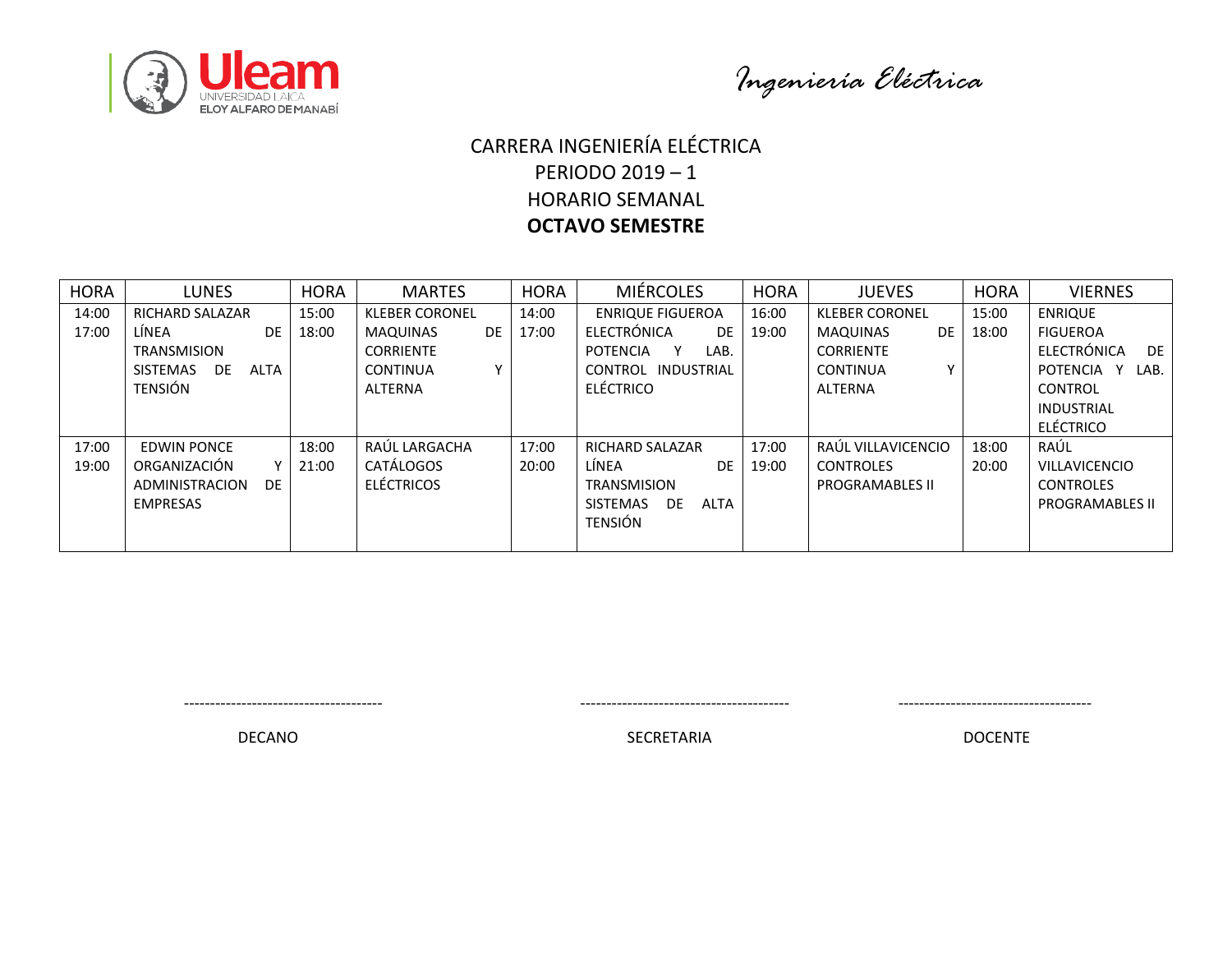Ingeniería Eléctrica

CARRERA INGENIERÍA ELÉCTRICA

PERIODO 2019 – 1

HORARIO SEMANAL

**OCTAVO SEMESTRE**

| HORA | LUNES | HORA | MARTES | HORA | MIÉRCOLES | HORA | JUEVES | HORA | VIERNES |
|---|---|---|---|---|---|---|---|---|---|
| 14:00 17:00 | RICHARD SALAZAR LÍNEA DE TRANSMISION SISTEMAS DE ALTA TENSIÓN | 15:00 18:00 | KLEBER CORONEL MAQUINAS DE CORRIENTE CONTINUA Y ALTERNA | 14:00 17:00 | ENRIQUE FIGUEROA ELECTRÓNICA DE POTENCIA Y LAB. CONTROL INDUSTRIAL ELÉCTRICO | 16:00 19:00 | KLEBER CORONEL MAQUINAS DE CORRIENTE CONTINUA Y ALTERNA | 15:00 18:00 | ENRIQUE FIGUEROA ELECTRÓNICA DE POTENCIA Y LAB. CONTROL INDUSTRIAL ELÉCTRICO |
| 17:00 19:00 | EDWIN PONCE ORGANIZACIÓN Y ADMINISTRACION DE EMPRESAS | 18:00 21:00 | RAÚL LARGACHA CATÁLOGOS ELÉCTRICOS | 17:00 20:00 | RICHARD SALAZAR LÍNEA DE TRANSMISION SISTEMAS DE ALTA TENSIÓN | 17:00 19:00 | RAÚL VILLAVICENCIO CONTROLES PROGRAMABLES II | 18:00 20:00 | RAÚL VILLAVICENCIO CONTROLES PROGRAMABLES II |

-------------------------------------- DECANO

---------------------------------------- SECRETARIA

------------------------------------- DOCENTE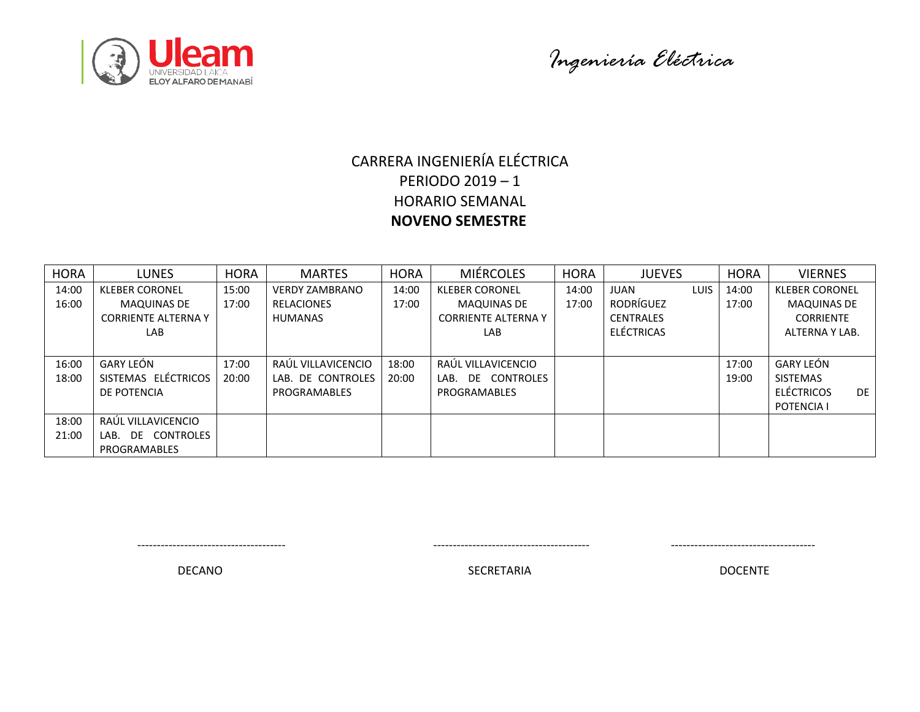*Ingeniería Eléctrica*

CARRERA INGENIERÍA ELÉCTRICA
PERIODO 2019 – 1
HORARIO SEMANAL
**NOVENO SEMESTRE**

| HORA | LUNES | HORA | MARTES | HORA | MIÉRCOLES | HORA | JUEVES | HORA | VIERNES |
|---|---|---|---|---|---|---|---|---|---|
| 14:00 16:00 | KLEBER CORONEL MAQUINAS DE CORRIENTE ALTERNA Y LAB | 15:00 17:00 | VERDY ZAMBRANO RELACIONES HUMANAS | 14:00 17:00 | KLEBER CORONEL MAQUINAS DE CORRIENTE ALTERNA Y LAB | 14:00 17:00 | JUAN LUIS RODRÍGUEZ CENTRALES ELÉCTRICAS | 14:00 17:00 | KLEBER CORONEL MAQUINAS DE CORRIENTE ALTERNA Y LAB. |
| 16:00 18:00 | GARY LEÓN SISTEMAS ELÉCTRICOS DE POTENCIA | 17:00 20:00 | RAÚL VILLAVICENCIO LAB. DE CONTROLES PROGRAMABLES | 18:00 20:00 | RAÚL VILLAVICENCIO LAB. DE CONTROLES PROGRAMABLES | | | 17:00 19:00 | GARY LEÓN SISTEMAS ELÉCTRICOS DE POTENCIA I |
| 18:00 21:00 | RAÚL VILLAVICENCIO LAB. DE CONTROLES PROGRAMABLES | | | | | | | | |

-------------------------------------
DECANO

---------------------------------------
SECRETARIA

------------------------------------
DOCENTE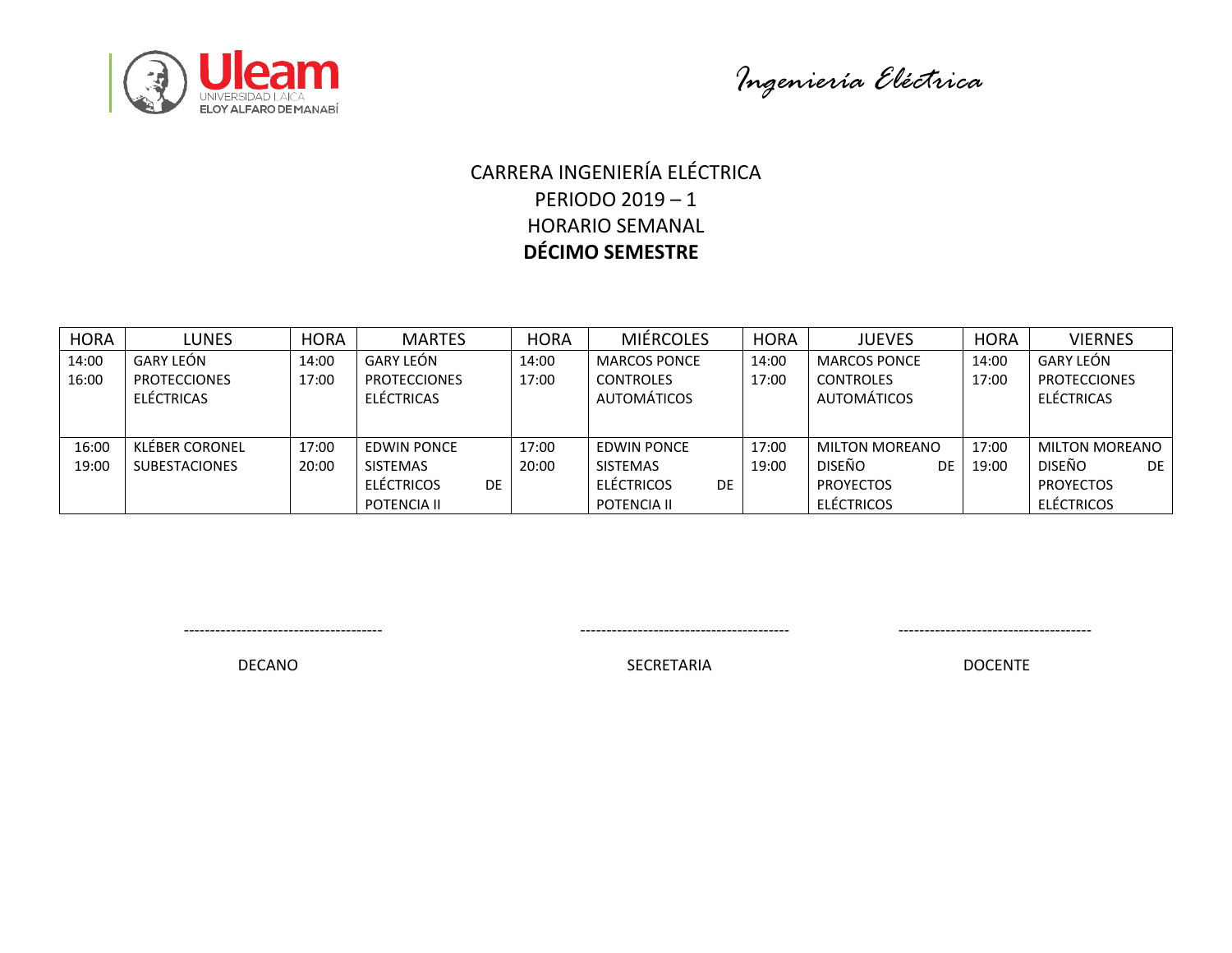Ingeniería Eléctrica

CARRERA INGENIERÍA ELÉCTRICA
PERIODO 2019 – 1
HORARIO SEMANAL
**DÉCIMO SEMESTRE**

| HORA | LUNES | HORA | MARTES | HORA | MIÉRCOLES | HORA | JUEVES | HORA | VIERNES |
|---|---|---|---|---|---|---|---|---|---|
| 14:00 16:00 | GARY LEÓN PROTECCIONES ELÉCTRICAS | 14:00 17:00 | GARY LEÓN PROTECCIONES ELÉCTRICAS | 14:00 17:00 | MARCOS PONCE CONTROLES AUTOMÁTICOS | 14:00 17:00 | MARCOS PONCE CONTROLES AUTOMÁTICOS | 14:00 17:00 | GARY LEÓN PROTECCIONES ELÉCTRICAS |
| 16:00 19:00 | KLÉBER CORONEL SUBESTACIONES | 17:00 20:00 | EDWIN PONCE SISTEMAS ELÉCTRICOS DE POTENCIA II | 17:00 20:00 | EDWIN PONCE SISTEMAS ELÉCTRICOS DE POTENCIA II | 17:00 19:00 | MILTON MOREANO DISEÑO DE PROYECTOS ELÉCTRICOS | 17:00 19:00 | MILTON MOREANO DISEÑO DE PROYECTOS ELÉCTRICOS |

--------------------------------------- DECANO

---------------------------------------- SECRETARIA

------------------------------------- DOCENTE